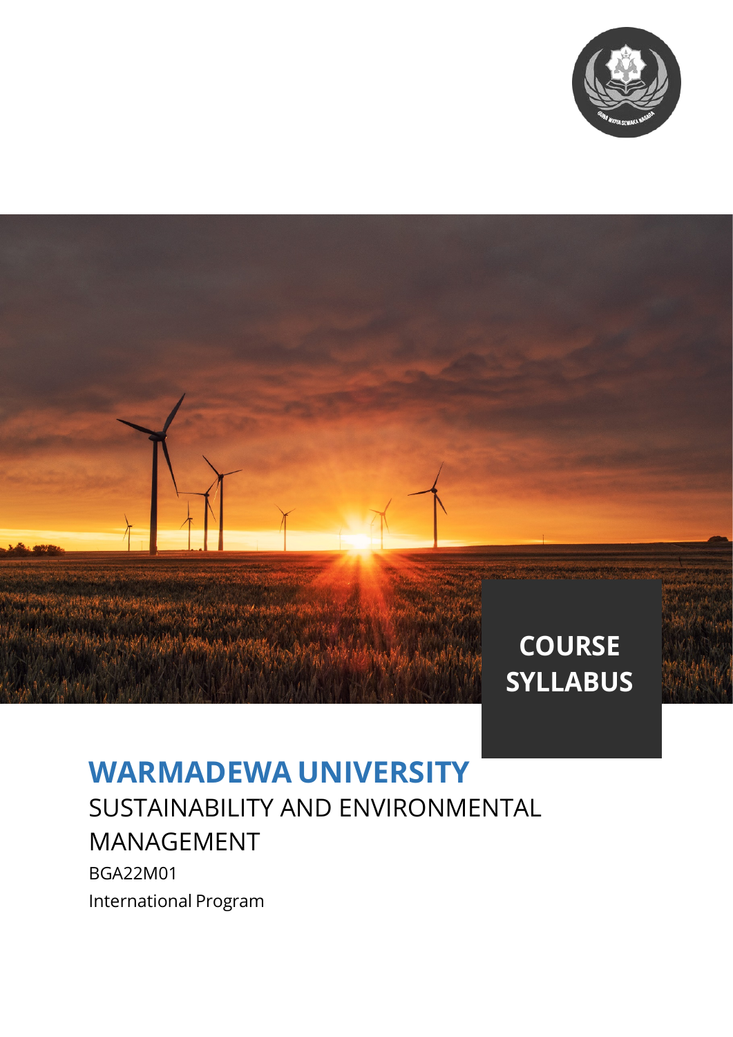**COURSE SYLLABUS**

# WARMADEWA UNIVERSITY

## SUSTAINABILITY AND ENVIRONMENTAL MANAGEMENT

BGA22M01

International Program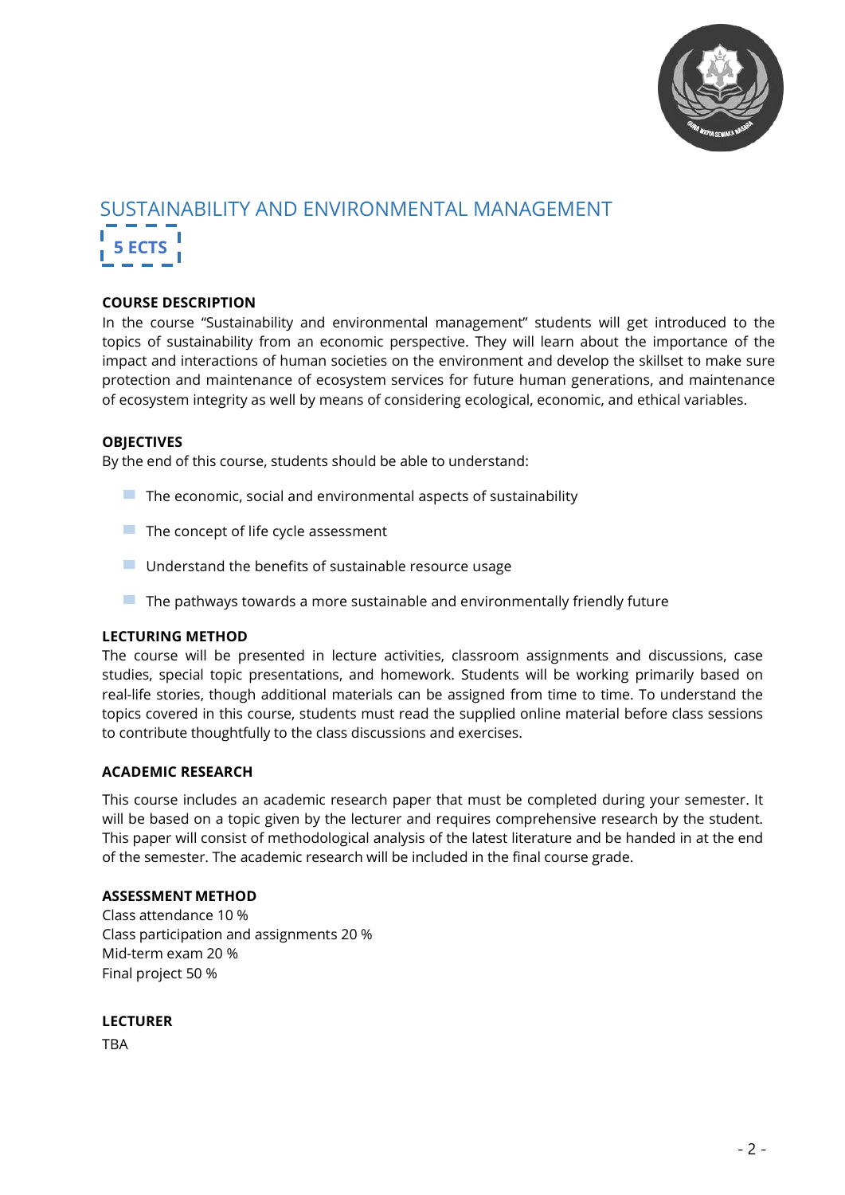# SUSTAINABILITY AND ENVIRONMENTAL MANAGEMENT

**5 ECTS**

### COURSE DESCRIPTION

In the course "Sustainability and environmental management" students will get introduced to the topics of sustainability from an economic perspective. They will learn about the importance of the impact and interactions of human societies on the environment and develop the skillset to make sure protection and maintenance of ecosystem services for future human generations, and maintenance of ecosystem integrity as well by means of considering ecological, economic, and ethical variables.

### OBJECTIVES

By the end of this course, students should be able to understand:

- The economic, social and environmental aspects of sustainability
- The concept of life cycle assessment
- Understand the benefits of sustainable resource usage
- The pathways towards a more sustainable and environmentally friendly future

### LECTURING METHOD

The course will be presented in lecture activities, classroom assignments and discussions, case studies, special topic presentations, and homework. Students will be working primarily based on real-life stories, though additional materials can be assigned from time to time. To understand the topics covered in this course, students must read the supplied online material before class sessions to contribute thoughtfully to the class discussions and exercises.

### ACADEMIC RESEARCH

This course includes an academic research paper that must be completed during your semester. It will be based on a topic given by the lecturer and requires comprehensive research by the student. This paper will consist of methodological analysis of the latest literature and be handed in at the end of the semester. The academic research will be included in the final course grade.

### ASSESSMENT METHOD

Class attendance 10 %
Class participation and assignments 20 %
Mid-term exam 20 %
Final project 50 %

### LECTURER

TBA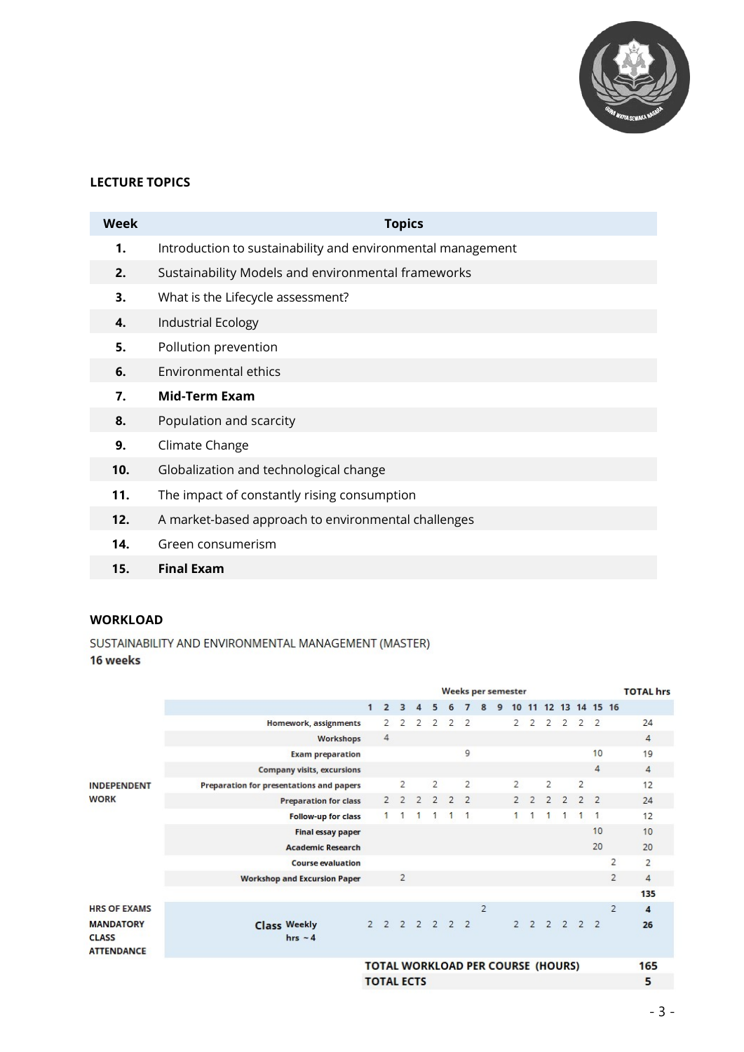**LECTURE TOPICS**

| Week | Topics |
|---|---|
| **1.** | Introduction to sustainability and environmental management |
| **2.** | Sustainability Models and environmental frameworks |
| **3.** | What is the Lifecycle assessment? |
| **4.** | Industrial Ecology |
| **5.** | Pollution prevention |
| **6.** | Environmental ethics |
| **7.** | **Mid-Term Exam** |
| **8.** | Population and scarcity |
| **9.** | Climate Change |
| **10.** | Globalization and technological change |
| **11.** | The impact of constantly rising consumption |
| **12.** | A market-based approach to environmental challenges |
| **14.** | Green consumerism |
| **15.** | **Final Exam** |

**WORKLOAD**

SUSTAINABILITY AND ENVIRONMENTAL MANAGEMENT (MASTER)
**16 weeks**

| | | Weeks per semester | | | | | | | | | | | | | | | | TOTAL hrs |
|---|---|---|---|---|---|---|---|---|---|---|---|---|---|---|---|---|---|---|
| | | 1 | 2 | 3 | 4 | 5 | 6 | 7 | 8 | 9 | 10 | 11 | 12 | 13 | 14 | 15 | 16 | |
| INDEPENDENT WORK | Homework, assignments | | 2 | 2 | 2 | 2 | 2 | 2 | | | 2 | 2 | 2 | 2 | 2 | 2 | | 24 |
| | Workshops | | 4 | | | | | | | | | | | | | | | 4 |
| | Exam preparation | | | | | | | 9 | | | | | | | | 10 | | 19 |
| | Company visits, excursions | | | | | | | | | | | | | | | 4 | | 4 |
| | Preparation for presentations and papers | | | 2 | | 2 | | 2 | | | 2 | | 2 | | 2 | | | 12 |
| | Preparation for class | | 2 | 2 | 2 | 2 | 2 | 2 | | | 2 | 2 | 2 | 2 | 2 | 2 | | 24 |
| | Follow-up for class | | 1 | 1 | 1 | 1 | 1 | 1 | | | 1 | 1 | 1 | 1 | 1 | 1 | | 12 |
| | Final essay paper | | | | | | | | | | | | | | | 10 | | 10 |
| | Academic Research | | | | | | | | | | | | | | | 20 | | 20 |
| | Course evaluation | | | | | | | | | | | | | | | | 2 | 2 |
| | Workshop and Excursion Paper | | | 2 | | | | | | | | | | | | | 2 | 4 |
| | | | | | | | | | | | | | | | | | | **135** |
| HRS OF EXAMS | | | | | | | | | 2 | | | | | | | | 2 | **4** |
| MANDATORY CLASS ATTENDANCE | **Class** Weekly hrs ~4 | 2 | 2 | 2 | 2 | 2 | 2 | 2 | | | 2 | 2 | 2 | 2 | 2 | 2 | | **26** |
| | **TOTAL WORKLOAD PER COURSE (HOURS)** | | | | | | | | | | | | | | | | | **165** |
| | **TOTAL ECTS** | | | | | | | | | | | | | | | | | **5** |